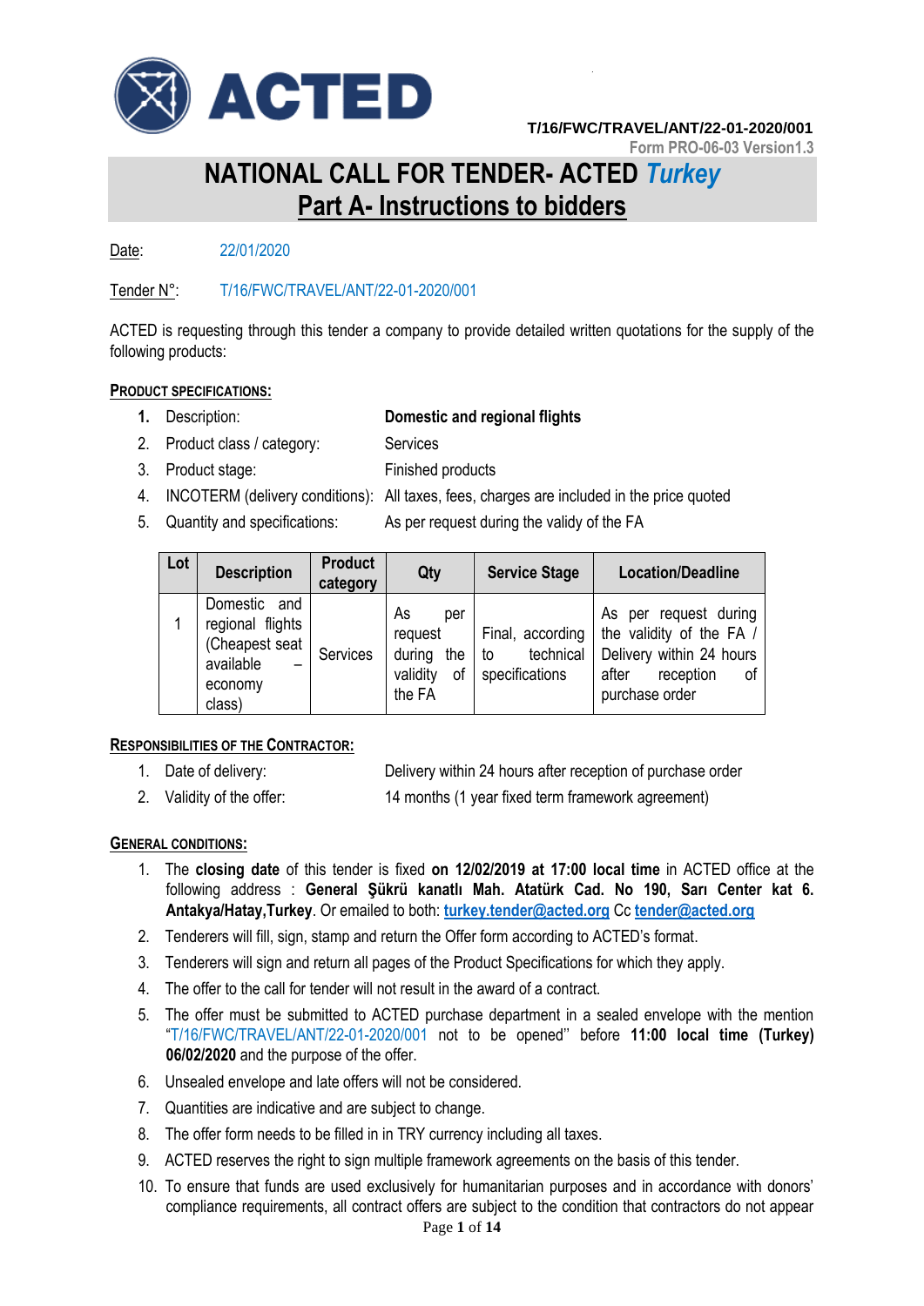T/16/FWC/TRAVEL/ANT/22-01-2020/001

Form PRO-06-03 Version1.3

# NATIONAL CALL FOR TENDER- ACTED *Turkey*

## Part A- Instructions to bidders

Date: 22/01/2020

Tender N°: T/16/FWC/TRAVEL/ANT/22-01-2020/001

ACTED is requesting through this tender a company to provide detailed written quotations for the supply of the following products:

**PRODUCT SPECIFICATIONS:**

1. Description: **Domestic and regional flights**
2. Product class / category: Services
3. Product stage: Finished products
4. INCOTERM (delivery conditions): All taxes, fees, charges are included in the price quoted
5. Quantity and specifications: As per request during the validy of the FA

| Lot | Description | Product category | Qty | Service Stage | Location/Deadline |
|---|---|---|---|---|---|
| 1 | Domestic and regional flights (Cheapest seat available – economy class) | Services | As per request during the validity of the FA | Final, according to technical specifications | As per request during the validity of the FA / Delivery within 24 hours after reception of purchase order |

**RESPONSIBILITIES OF THE CONTRACTOR:**

1. Date of delivery: Delivery within 24 hours after reception of purchase order
2. Validity of the offer: 14 months (1 year fixed term framework agreement)

**GENERAL CONDITIONS:**

1. The **closing date** of this tender is fixed **on 12/02/2019 at 17:00 local time** in ACTED office at the following address : **General Şükrü kanatlı Mah. Atatürk Cad. No 190, Sarı Center kat 6. Antakya/Hatay,Turkey**. Or emailed to both: turkey.tender@acted.org Cc tender@acted.org
2. Tenderers will fill, sign, stamp and return the Offer form according to ACTED's format.
3. Tenderers will sign and return all pages of the Product Specifications for which they apply.
4. The offer to the call for tender will not result in the award of a contract.
5. The offer must be submitted to ACTED purchase department in a sealed envelope with the mention "T/16/FWC/TRAVEL/ANT/22-01-2020/001 not to be opened" before **11:00 local time (Turkey) 06/02/2020** and the purpose of the offer.
6. Unsealed envelope and late offers will not be considered.
7. Quantities are indicative and are subject to change.
8. The offer form needs to be filled in in TRY currency including all taxes.
9. ACTED reserves the right to sign multiple framework agreements on the basis of this tender.
10. To ensure that funds are used exclusively for humanitarian purposes and in accordance with donors' compliance requirements, all contract offers are subject to the condition that contractors do not appear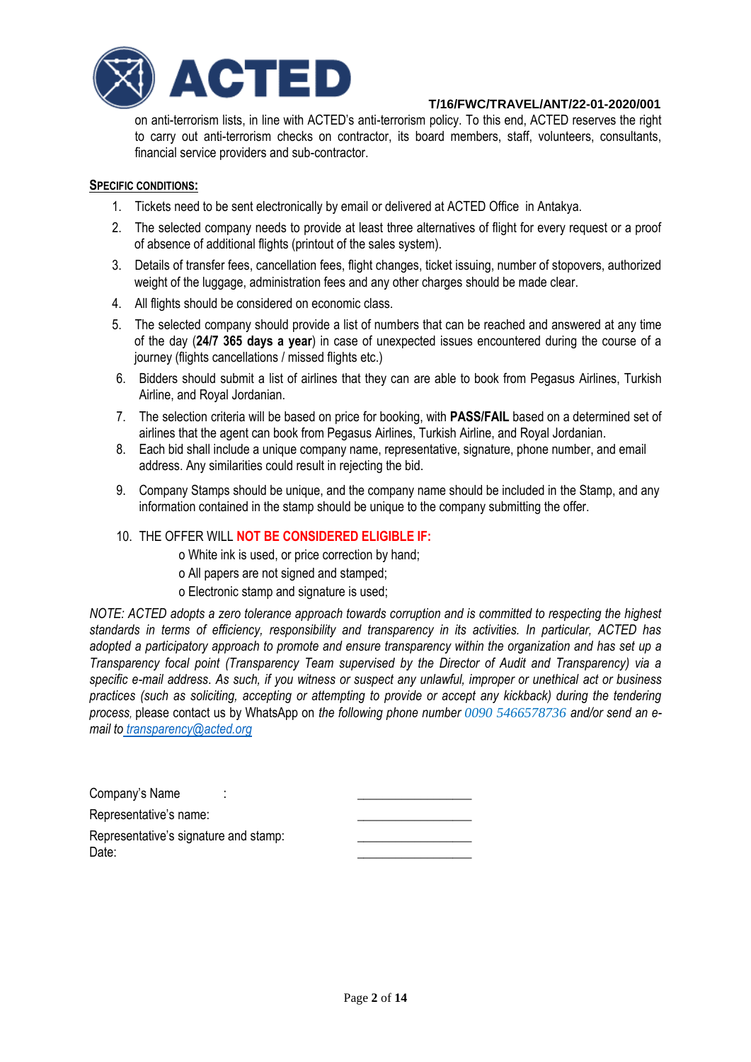on anti-terrorism lists, in line with ACTED's anti-terrorism policy. To this end, ACTED reserves the right to carry out anti-terrorism checks on contractor, its board members, staff, volunteers, consultants, financial service providers and sub-contractor.

**SPECIFIC CONDITIONS:**

1. Tickets need to be sent electronically by email or delivered at ACTED Office in Antakya.
2. The selected company needs to provide at least three alternatives of flight for every request or a proof of absence of additional flights (printout of the sales system).
3. Details of transfer fees, cancellation fees, flight changes, ticket issuing, number of stopovers, authorized weight of the luggage, administration fees and any other charges should be made clear.
4. All flights should be considered on economic class.
5. The selected company should provide a list of numbers that can be reached and answered at any time of the day (**24/7 365 days a year**) in case of unexpected issues encountered during the course of a journey (flights cancellations / missed flights etc.)
6. Bidders should submit a list of airlines that they can are able to book from Pegasus Airlines, Turkish Airline, and Royal Jordanian.
7. The selection criteria will be based on price for booking, with **PASS/FAIL** based on a determined set of airlines that the agent can book from Pegasus Airlines, Turkish Airline, and Royal Jordanian.
8. Each bid shall include a unique company name, representative, signature, phone number, and email address. Any similarities could result in rejecting the bid.
9. Company Stamps should be unique, and the company name should be included in the Stamp, and any information contained in the stamp should be unique to the company submitting the offer.
10. THE OFFER WILL **NOT BE CONSIDERED ELIGIBLE IF:**
    - o White ink is used, or price correction by hand;
    - o All papers are not signed and stamped;
    - o Electronic stamp and signature is used;

*NOTE: ACTED adopts a zero tolerance approach towards corruption and is committed to respecting the highest standards in terms of efficiency, responsibility and transparency in its activities. In particular, ACTED has adopted a participatory approach to promote and ensure transparency within the organization and has set up a Transparency focal point (Transparency Team supervised by the Director of Audit and Transparency) via a specific e-mail address. As such, if you witness or suspect any unlawful, improper or unethical act or business practices (such as soliciting, accepting or attempting to provide or accept any kickback) during the tendering process,* please contact us by WhatsApp on *the following phone number 0090 5466578736 and/or send an e-mail to* transparency@acted.org

Company's Name : \_\_\_\_\_\_\_\_\_\_\_\_\_\_\_\_\_\_

Representative's name: \_\_\_\_\_\_\_\_\_\_\_\_\_\_\_\_\_\_

Representative's signature and stamp: \_\_\_\_\_\_\_\_\_\_\_\_\_\_\_\_\_\_

Date: \_\_\_\_\_\_\_\_\_\_\_\_\_\_\_\_\_\_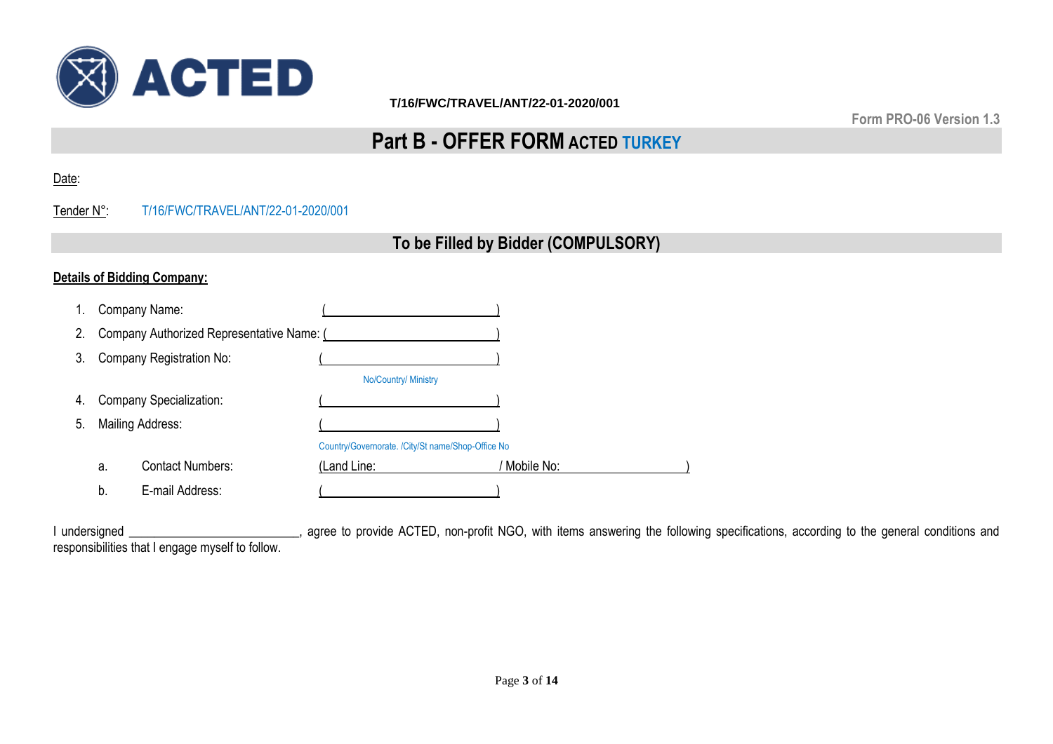T/16/FWC/TRAVEL/ANT/22-01-2020/001

Form PRO-06 Version 1.3

# Part B - OFFER FORM ACTED TURKEY

Date:

Tender N°: T/16/FWC/TRAVEL/ANT/22-01-2020/001

## To be Filled by Bidder (COMPULSORY)

**Details of Bidding Company:**

1. Company Name: (\_\_\_\_\_\_\_\_\_\_\_\_\_\_\_\_\_\_\_\_\_\_\_\_\_\_\_\_)
2. Company Authorized Representative Name: (\_\_\_\_\_\_\_\_\_\_\_\_\_\_\_\_\_\_\_\_\_\_\_\_\_\_\_\_)
3. Company Registration No: (\_\_\_\_\_\_\_\_\_\_\_\_\_\_\_\_\_\_\_\_\_\_\_\_\_\_\_\_)
   No/Country/ Ministry
4. Company Specialization: (\_\_\_\_\_\_\_\_\_\_\_\_\_\_\_\_\_\_\_\_\_\_\_\_\_\_\_\_)
5. Mailing Address: (\_\_\_\_\_\_\_\_\_\_\_\_\_\_\_\_\_\_\_\_\_\_\_\_\_\_\_\_)
   Country/Governorate. /City/St name/Shop-Office No
   a. Contact Numbers: (Land Line: \_\_\_\_\_\_\_\_\_\_\_\_\_\_\_\_\_\_\_\_ / Mobile No: \_\_\_\_\_\_\_\_\_\_\_\_\_\_\_\_\_\_\_\_)
   b. E-mail Address: (\_\_\_\_\_\_\_\_\_\_\_\_\_\_\_\_\_\_\_\_\_\_\_\_\_\_\_\_)

I undersigned \_\_\_\_\_\_\_\_\_\_\_\_\_\_\_\_\_\_\_\_\_\_\_\_\_\_, agree to provide ACTED, non-profit NGO, with items answering the following specifications, according to the general conditions and responsibilities that I engage myself to follow.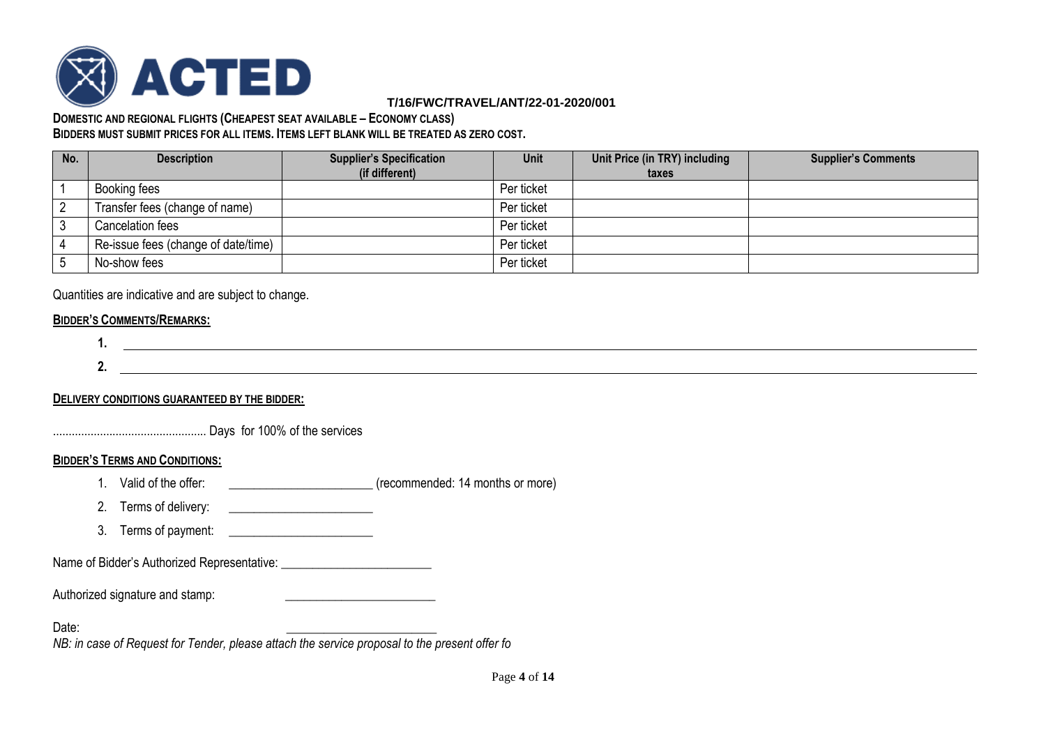**ACTED**

**T/16/FWC/TRAVEL/ANT/22-01-2020/001**

**DOMESTIC AND REGIONAL FLIGHTS (CHEAPEST SEAT AVAILABLE – ECONOMY CLASS)**

**BIDDERS MUST SUBMIT PRICES FOR ALL ITEMS. ITEMS LEFT BLANK WILL BE TREATED AS ZERO COST.**

| No. | Description | Supplier's Specification (if different) | Unit | Unit Price (in TRY) including taxes | Supplier's Comments |
|---|---|---|---|---|---|
| 1 | Booking fees | | Per ticket | | |
| 2 | Transfer fees (change of name) | | Per ticket | | |
| 3 | Cancelation fees | | Per ticket | | |
| 4 | Re-issue fees (change of date/time) | | Per ticket | | |
| 5 | No-show fees | | Per ticket | | |

Quantities are indicative and are subject to change.

**BIDDER'S COMMENTS/REMARKS:**

1. ______________________________
2. ______________________________

**DELIVERY CONDITIONS GUARANTEED BY THE BIDDER:**

................................................ Days for 100% of the services

**BIDDER'S TERMS AND CONDITIONS:**

1. Valid of the offer: ______________________ (recommended: 14 months or more)
2. Terms of delivery: ______________________
3. Terms of payment: ______________________

Name of Bidder's Authorized Representative: ______________________

Authorized signature and stamp: ______________________

Date: ______________________

*NB: in case of Request for Tender, please attach the service proposal to the present offer fo*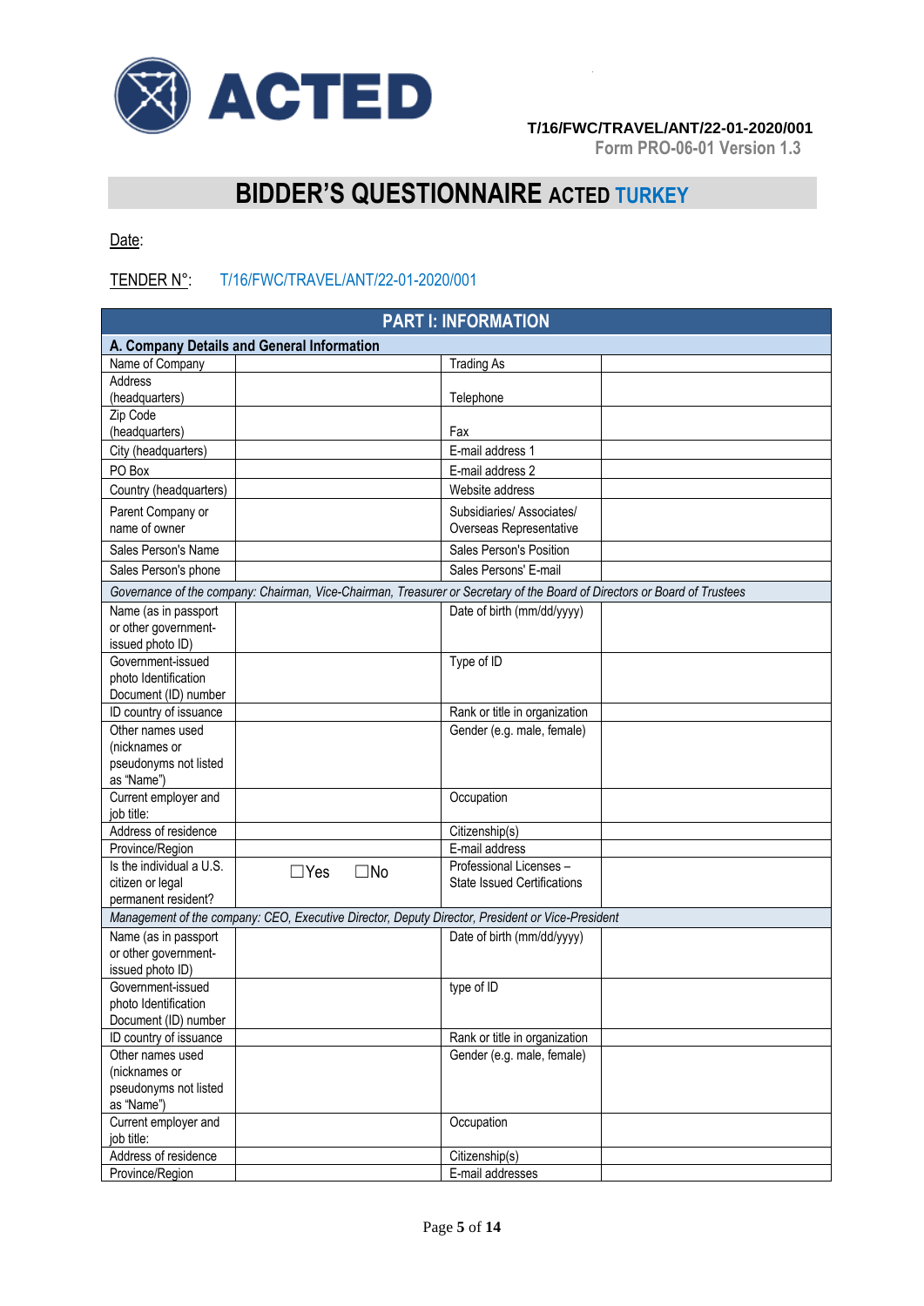T/16/FWC/TRAVEL/ANT/22-01-2020/001
Form PRO-06-01 Version 1.3

# BIDDER'S QUESTIONNAIRE ACTED TURKEY

Date:

TENDER N°: T/16/FWC/TRAVEL/ANT/22-01-2020/001

| PART I: INFORMATION | | | |
|---|---|---|---|
| **A. Company Details and General Information** | | | |
| Name of Company | | Trading As | |
| Address (headquarters) | | Telephone | |
| Zip Code (headquarters) | | Fax | |
| City (headquarters) | | E-mail address 1 | |
| PO Box | | E-mail address 2 | |
| Country (headquarters) | | Website address | |
| Parent Company or name of owner | | Subsidiaries/ Associates/ Overseas Representative | |
| Sales Person's Name | | Sales Person's Position | |
| Sales Person's phone | | Sales Persons' E-mail | |
| *Governance of the company: Chairman, Vice-Chairman, Treasurer or Secretary of the Board of Directors or Board of Trustees* | | | |
| Name (as in passport or other government-issued photo ID) | | Date of birth (mm/dd/yyyy) | |
| Government-issued photo Identification Document (ID) number | | Type of ID | |
| ID country of issuance | | Rank or title in organization | |
| Other names used (nicknames or pseudonyms not listed as "Name") | | Gender (e.g. male, female) | |
| Current employer and job title: | | Occupation | |
| Address of residence | | Citizenship(s) | |
| Province/Region | | E-mail address | |
| Is the individual a U.S. citizen or legal permanent resident? | ☐Yes ☐No | Professional Licenses – State Issued Certifications | |
| *Management of the company: CEO, Executive Director, Deputy Director, President or Vice-President* | | | |
| Name (as in passport or other government-issued photo ID) | | Date of birth (mm/dd/yyyy) | |
| Government-issued photo Identification Document (ID) number | | type of ID | |
| ID country of issuance | | Rank or title in organization | |
| Other names used (nicknames or pseudonyms not listed as "Name") | | Gender (e.g. male, female) | |
| Current employer and job title: | | Occupation | |
| Address of residence | | Citizenship(s) | |
| Province/Region | | E-mail addresses | |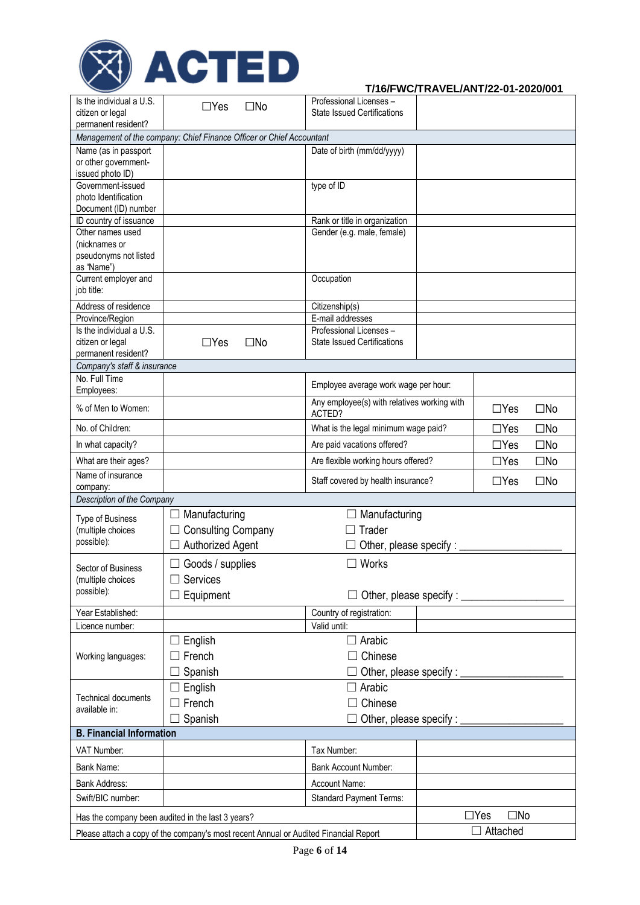ACTED

T/16/FWC/TRAVEL/ANT/22-01-2020/001

| | | | |
|---|---|---|---|
| Is the individual a U.S. citizen or legal permanent resident? | ☐Yes ☐No | Professional Licenses – State Issued Certifications | |
| *Management of the company: Chief Finance Officer or Chief Accountant* | | | |
| Name (as in passport or other government-issued photo ID) | | Date of birth (mm/dd/yyyy) | |
| Government-issued photo Identification Document (ID) number | | type of ID | |
| ID country of issuance | | Rank or title in organization | |
| Other names used (nicknames or pseudonyms not listed as "Name") | | Gender (e.g. male, female) | |
| Current employer and job title: | | Occupation | |
| Address of residence | | Citizenship(s) | |
| Province/Region | | E-mail addresses | |
| Is the individual a U.S. citizen or legal permanent resident? | ☐Yes ☐No | Professional Licenses – State Issued Certifications | |
| *Company's staff & insurance* | | | |
| No. Full Time Employees: | | Employee average work wage per hour: | |
| % of Men to Women: | | Any employee(s) with relatives working with ACTED? | ☐Yes ☐No |
| No. of Children: | | What is the legal minimum wage paid? | ☐Yes ☐No |
| In what capacity? | | Are paid vacations offered? | ☐Yes ☐No |
| What are their ages? | | Are flexible working hours offered? | ☐Yes ☐No |
| Name of insurance company: | | Staff covered by health insurance? | ☐Yes ☐No |
| *Description of the Company* | | | |
| Type of Business (multiple choices possible): | ☐ Manufacturing<br>☐ Consulting Company<br>☐ Authorized Agent | ☐ Manufacturing<br>☐ Trader<br>☐ Other, please specify : ________________ | |
| Sector of Business (multiple choices possible): | ☐ Goods / supplies<br>☐ Services<br>☐ Equipment | ☐ Works<br><br>☐ Other, please specify : ________________ | |
| Year Established: | | Country of registration: | |
| Licence number: | | Valid until: | |
| Working languages: | ☐ English<br>☐ French<br>☐ Spanish | ☐ Arabic<br>☐ Chinese<br>☐ Other, please specify : ________________ | |
| Technical documents available in: | ☐ English<br>☐ French<br>☐ Spanish | ☐ Arabic<br>☐ Chinese<br>☐ Other, please specify : ________________ | |
| **B. Financial Information** | | | |
| VAT Number: | | Tax Number: | |
| Bank Name: | | Bank Account Number: | |
| Bank Address: | | Account Name: | |
| Swift/BIC number: | | Standard Payment Terms: | |
| Has the company been audited in the last 3 years? | | | ☐Yes ☐No |
| Please attach a copy of the company's most recent Annual or Audited Financial Report | | | ☐ Attached |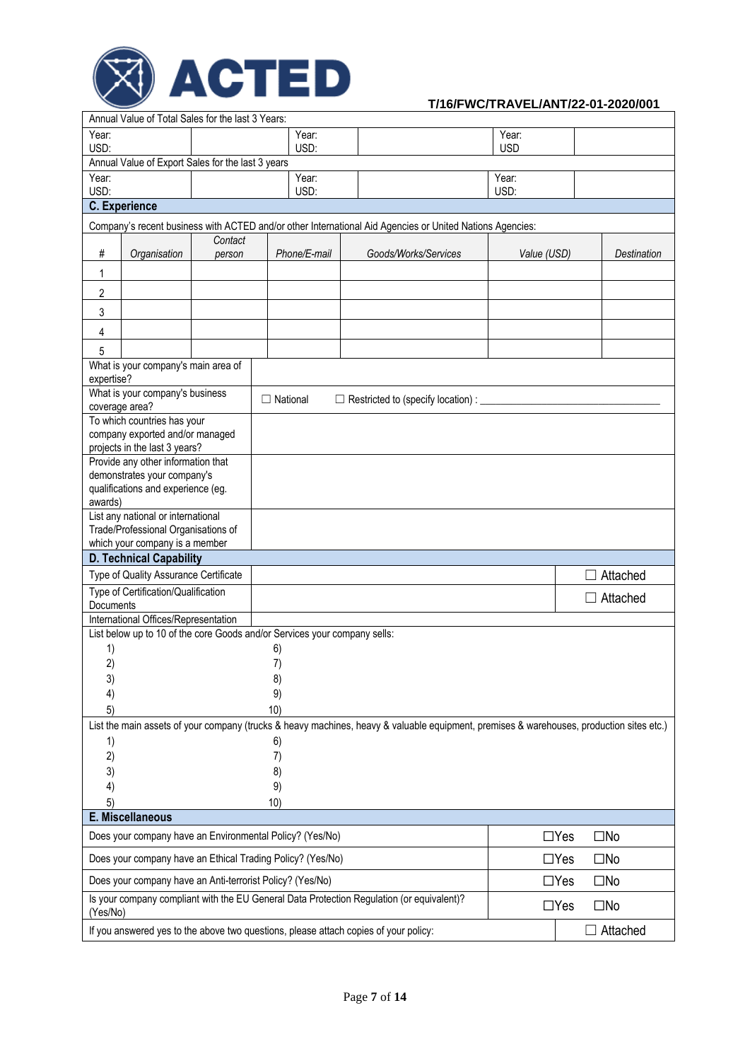T/16/FWC/TRAVEL/ANT/22-01-2020/001

| Annual Value of Total Sales for the last 3 Years: | | | | | |
|---|---|---|---|---|---|
| Year:<br>USD: | | Year:<br>USD: | | Year:<br>USD | |
| **Annual Value of Export Sales for the last 3 years** | | | | | |
| Year:<br>USD: | | Year:<br>USD: | | Year:<br>USD: | |

## C. Experience

Company's recent business with ACTED and/or other International Aid Agencies or United Nations Agencies:

| # | *Organisation* | *Contact person* | *Phone/E-mail* | *Goods/Works/Services* | *Value (USD)* | *Destination* |
|---|---|---|---|---|---|---|
| 1 | | | | | | |
| 2 | | | | | | |
| 3 | | | | | | |
| 4 | | | | | | |
| 5 | | | | | | |

| | |
|---|---|
| What is your company's main area of expertise? | |
| What is your company's business coverage area? | ☐ National ☐ Restricted to (specify location) : ______________________________ |
| To which countries has your company exported and/or managed projects in the last 3 years? | |
| Provide any other information that demonstrates your company's qualifications and experience (eg. awards) | |
| List any national or international Trade/Professional Organisations of which your company is a member | |

## D. Technical Capability

| | | |
|---|---|---|
| Type of Quality Assurance Certificate | | ☐ Attached |
| Type of Certification/Qualification Documents | | ☐ Attached |
| International Offices/Representation | | |

List below up to 10 of the core Goods and/or Services your company sells:

| | |
|---|---|
| 1) | 6) |
| 2) | 7) |
| 3) | 8) |
| 4) | 9) |
| 5) | 10) |

List the main assets of your company (trucks & heavy machines, heavy & valuable equipment, premises & warehouses, production sites etc.)

| | |
|---|---|
| 1) | 6) |
| 2) | 7) |
| 3) | 8) |
| 4) | 9) |
| 5) | 10) |

## E. Miscellaneous

| | |
|---|---|
| Does your company have an Environmental Policy? (Yes/No) | ☐Yes ☐No |
| Does your company have an Ethical Trading Policy? (Yes/No) | ☐Yes ☐No |
| Does your company have an Anti-terrorist Policy? (Yes/No) | ☐Yes ☐No |
| Is your company compliant with the EU General Data Protection Regulation (or equivalent)? (Yes/No) | ☐Yes ☐No |
| If you answered yes to the above two questions, please attach copies of your policy: | ☐ Attached |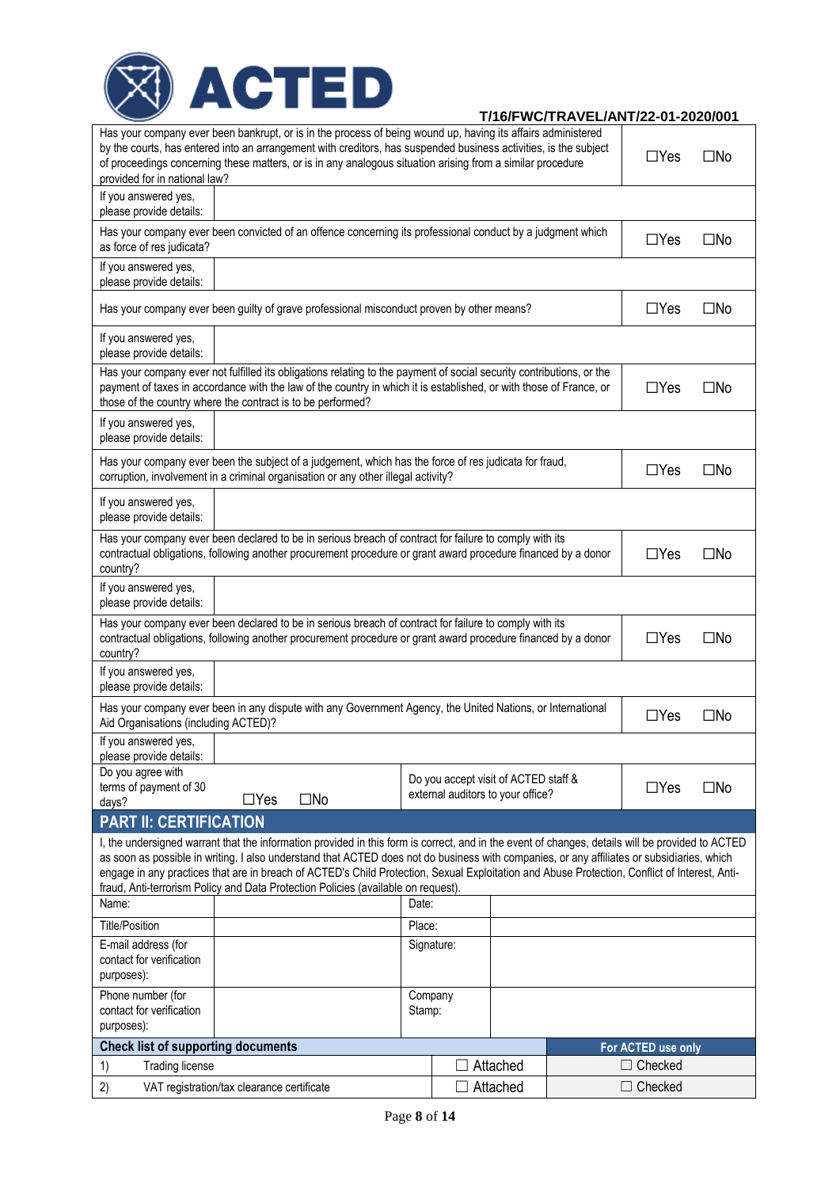T/16/FWC/TRAVEL/ANT/22-01-2020/001

| | | |
|---|---|---|
| Has your company ever been bankrupt, or is in the process of being wound up, having its affairs administered by the courts, has entered into an arrangement with creditors, has suspended business activities, is the subject of proceedings concerning these matters, or is in any analogous situation arising from a similar procedure provided for in national law? | | ☐Yes ☐No |
| If you answered yes, please provide details: | | |
| Has your company ever been convicted of an offence concerning its professional conduct by a judgment which as force of res judicata? | | ☐Yes ☐No |
| If you answered yes, please provide details: | | |
| Has your company ever been guilty of grave professional misconduct proven by other means? | | ☐Yes ☐No |
| If you answered yes, please provide details: | | |
| Has your company ever not fulfilled its obligations relating to the payment of social security contributions, or the payment of taxes in accordance with the law of the country in which it is established, or with those of France, or those of the country where the contract is to be performed? | | ☐Yes ☐No |
| If you answered yes, please provide details: | | |
| Has your company ever been the subject of a judgement, which has the force of res judicata for fraud, corruption, involvement in a criminal organisation or any other illegal activity? | | ☐Yes ☐No |
| If you answered yes, please provide details: | | |
| Has your company ever been declared to be in serious breach of contract for failure to comply with its contractual obligations, following another procurement procedure or grant award procedure financed by a donor country? | | ☐Yes ☐No |
| If you answered yes, please provide details: | | |
| Has your company ever been declared to be in serious breach of contract for failure to comply with its contractual obligations, following another procurement procedure or grant award procedure financed by a donor country? | | ☐Yes ☐No |
| If you answered yes, please provide details: | | |
| Has your company ever been in any dispute with any Government Agency, the United Nations, or International Aid Organisations (including ACTED)? | | ☐Yes ☐No |
| If you answered yes, please provide details: | | |

| | | | |
|---|---|---|---|
| Do you agree with terms of payment of 30 days? | ☐Yes ☐No | Do you accept visit of ACTED staff & external auditors to your office? | ☐Yes ☐No |

## PART II: CERTIFICATION

I, the undersigned warrant that the information provided in this form is correct, and in the event of changes, details will be provided to ACTED as soon as possible in writing. I also understand that ACTED does not do business with companies, or any affiliates or subsidiaries, which engage in any practices that are in breach of ACTED's Child Protection, Sexual Exploitation and Abuse Protection, Conflict of Interest, Anti-fraud, Anti-terrorism Policy and Data Protection Policies (available on request).

| | | | |
|---|---|---|---|
| Name: | | Date: | |
| Title/Position | | Place: | |
| E-mail address (for contact for verification purposes): | | Signature: | |
| Phone number (for contact for verification purposes): | | Company Stamp: | |

| Check list of supporting documents | | | For ACTED use only |
|---|---|---|---|
| 1) | Trading license | ☐ Attached | ☐ Checked |
| 2) | VAT registration/tax clearance certificate | ☐ Attached | ☐ Checked |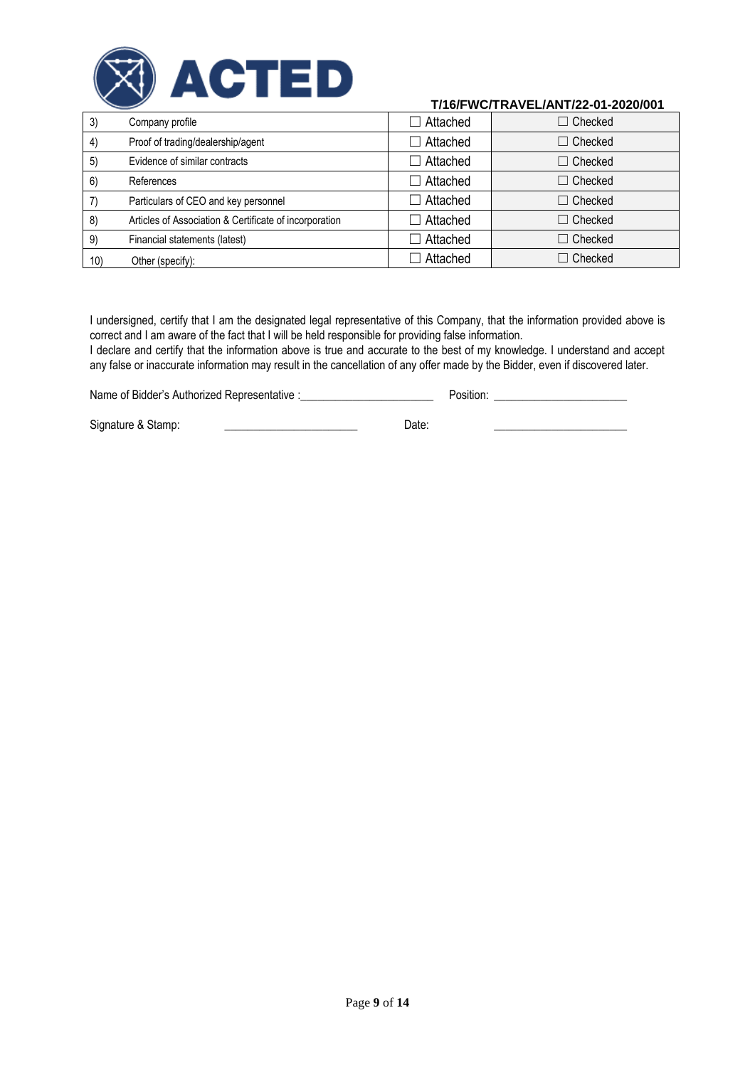T/16/FWC/TRAVEL/ANT/22-01-2020/001

| | | | |
|---|---|---|---|
| 3) | Company profile | ☐ Attached | ☐ Checked |
| 4) | Proof of trading/dealership/agent | ☐ Attached | ☐ Checked |
| 5) | Evidence of similar contracts | ☐ Attached | ☐ Checked |
| 6) | References | ☐ Attached | ☐ Checked |
| 7) | Particulars of CEO and key personnel | ☐ Attached | ☐ Checked |
| 8) | Articles of Association & Certificate of incorporation | ☐ Attached | ☐ Checked |
| 9) | Financial statements (latest) | ☐ Attached | ☐ Checked |
| 10) | Other (specify): | ☐ Attached | ☐ Checked |

I undersigned, certify that I am the designated legal representative of this Company, that the information provided above is correct and I am aware of the fact that I will be held responsible for providing false information.
I declare and certify that the information above is true and accurate to the best of my knowledge. I understand and accept any false or inaccurate information may result in the cancellation of any offer made by the Bidder, even if discovered later.

Name of Bidder's Authorized Representative :______________________ Position: ______________________

Signature & Stamp: ______________________ Date: ______________________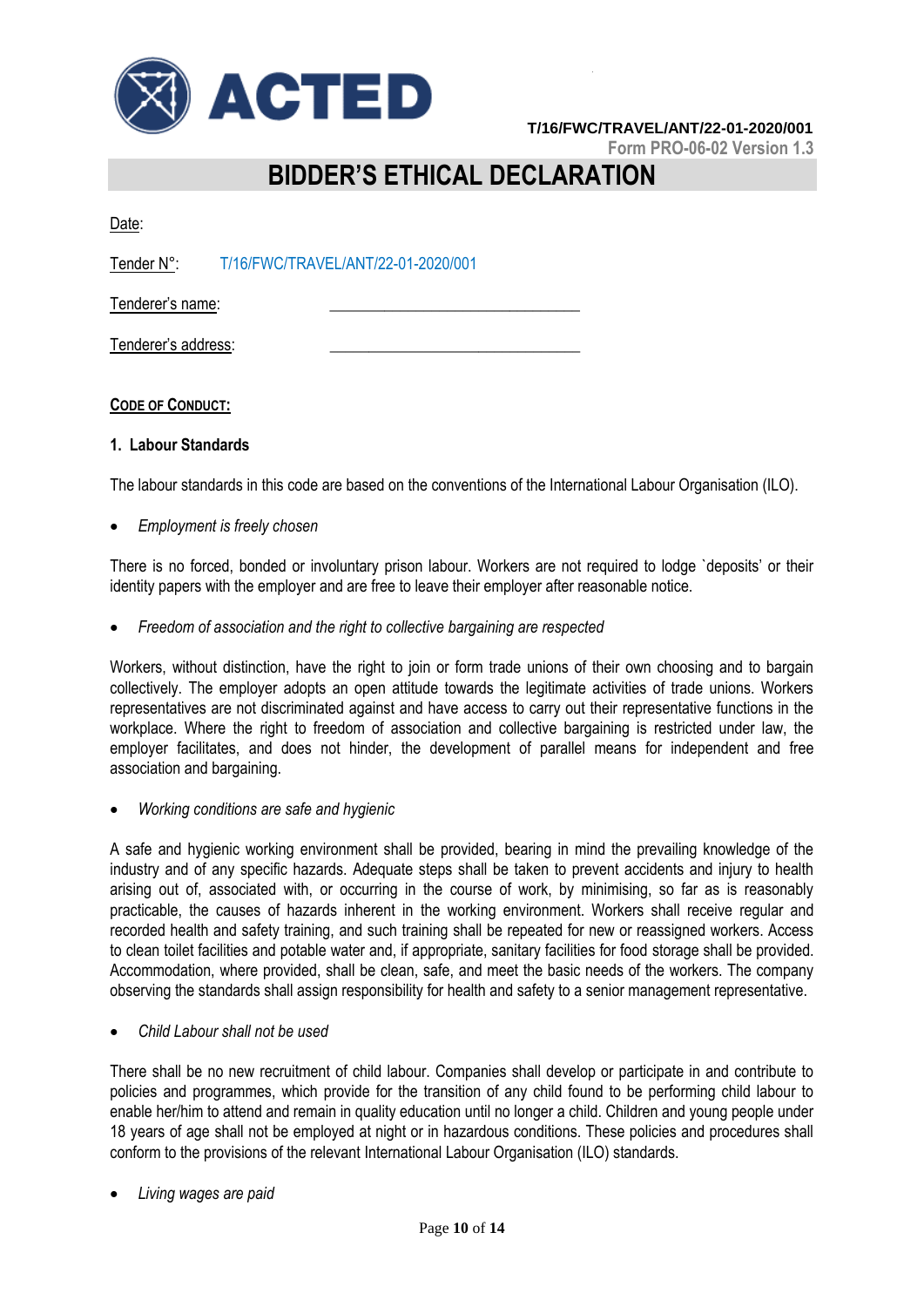T/16/FWC/TRAVEL/ANT/22-01-2020/001

Form PRO-06-02 Version 1.3

# BIDDER'S ETHICAL DECLARATION

Date:

Tender N°: T/16/FWC/TRAVEL/ANT/22-01-2020/001

Tenderer's name: ______________________________

Tenderer's address: ______________________________

**CODE OF CONDUCT:**

**1. Labour Standards**

The labour standards in this code are based on the conventions of the International Labour Organisation (ILO).

- *Employment is freely chosen*

There is no forced, bonded or involuntary prison labour. Workers are not required to lodge `deposits' or their identity papers with the employer and are free to leave their employer after reasonable notice.

- *Freedom of association and the right to collective bargaining are respected*

Workers, without distinction, have the right to join or form trade unions of their own choosing and to bargain collectively. The employer adopts an open attitude towards the legitimate activities of trade unions. Workers representatives are not discriminated against and have access to carry out their representative functions in the workplace. Where the right to freedom of association and collective bargaining is restricted under law, the employer facilitates, and does not hinder, the development of parallel means for independent and free association and bargaining.

- *Working conditions are safe and hygienic*

A safe and hygienic working environment shall be provided, bearing in mind the prevailing knowledge of the industry and of any specific hazards. Adequate steps shall be taken to prevent accidents and injury to health arising out of, associated with, or occurring in the course of work, by minimising, so far as is reasonably practicable, the causes of hazards inherent in the working environment. Workers shall receive regular and recorded health and safety training, and such training shall be repeated for new or reassigned workers. Access to clean toilet facilities and potable water and, if appropriate, sanitary facilities for food storage shall be provided. Accommodation, where provided, shall be clean, safe, and meet the basic needs of the workers. The company observing the standards shall assign responsibility for health and safety to a senior management representative.

- *Child Labour shall not be used*

There shall be no new recruitment of child labour. Companies shall develop or participate in and contribute to policies and programmes, which provide for the transition of any child found to be performing child labour to enable her/him to attend and remain in quality education until no longer a child. Children and young people under 18 years of age shall not be employed at night or in hazardous conditions. These policies and procedures shall conform to the provisions of the relevant International Labour Organisation (ILO) standards.

- *Living wages are paid*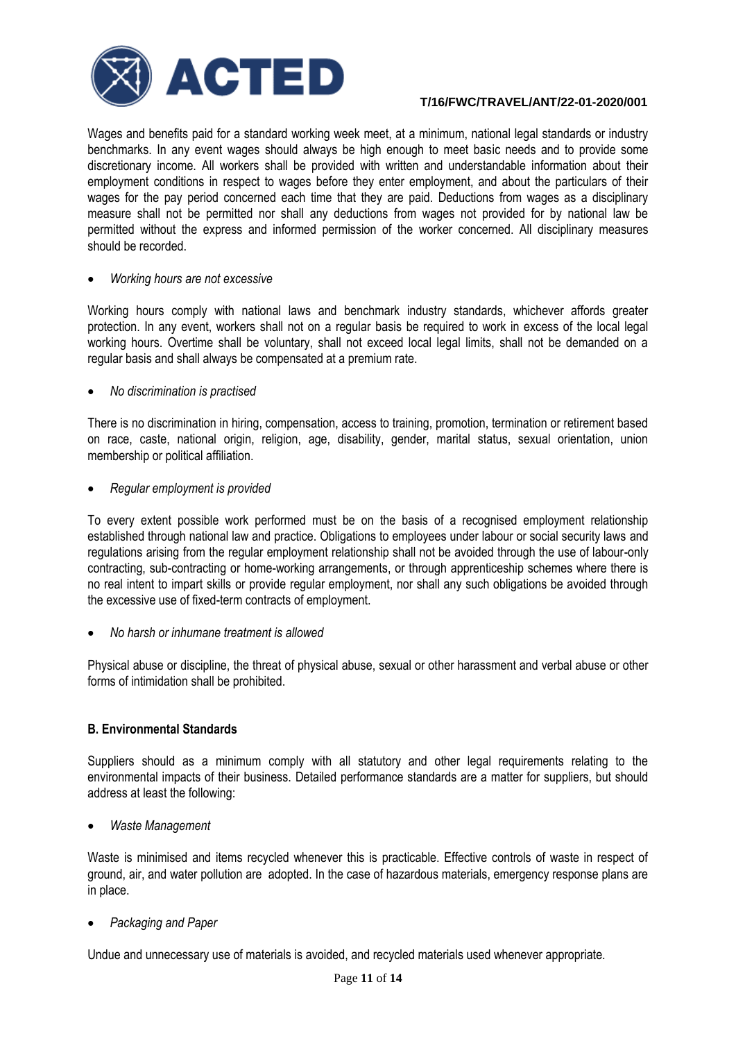Wages and benefits paid for a standard working week meet, at a minimum, national legal standards or industry benchmarks. In any event wages should always be high enough to meet basic needs and to provide some discretionary income. All workers shall be provided with written and understandable information about their employment conditions in respect to wages before they enter employment, and about the particulars of their wages for the pay period concerned each time that they are paid. Deductions from wages as a disciplinary measure shall not be permitted nor shall any deductions from wages not provided for by national law be permitted without the express and informed permission of the worker concerned. All disciplinary measures should be recorded.

- *Working hours are not excessive*

Working hours comply with national laws and benchmark industry standards, whichever affords greater protection. In any event, workers shall not on a regular basis be required to work in excess of the local legal working hours. Overtime shall be voluntary, shall not exceed local legal limits, shall not be demanded on a regular basis and shall always be compensated at a premium rate.

- *No discrimination is practised*

There is no discrimination in hiring, compensation, access to training, promotion, termination or retirement based on race, caste, national origin, religion, age, disability, gender, marital status, sexual orientation, union membership or political affiliation.

- *Regular employment is provided*

To every extent possible work performed must be on the basis of a recognised employment relationship established through national law and practice. Obligations to employees under labour or social security laws and regulations arising from the regular employment relationship shall not be avoided through the use of labour-only contracting, sub-contracting or home-working arrangements, or through apprenticeship schemes where there is no real intent to impart skills or provide regular employment, nor shall any such obligations be avoided through the excessive use of fixed-term contracts of employment.

- *No harsh or inhumane treatment is allowed*

Physical abuse or discipline, the threat of physical abuse, sexual or other harassment and verbal abuse or other forms of intimidation shall be prohibited.

**B. Environmental Standards**

Suppliers should as a minimum comply with all statutory and other legal requirements relating to the environmental impacts of their business. Detailed performance standards are a matter for suppliers, but should address at least the following:

- *Waste Management*

Waste is minimised and items recycled whenever this is practicable. Effective controls of waste in respect of ground, air, and water pollution are adopted. In the case of hazardous materials, emergency response plans are in place.

- *Packaging and Paper*

Undue and unnecessary use of materials is avoided, and recycled materials used whenever appropriate.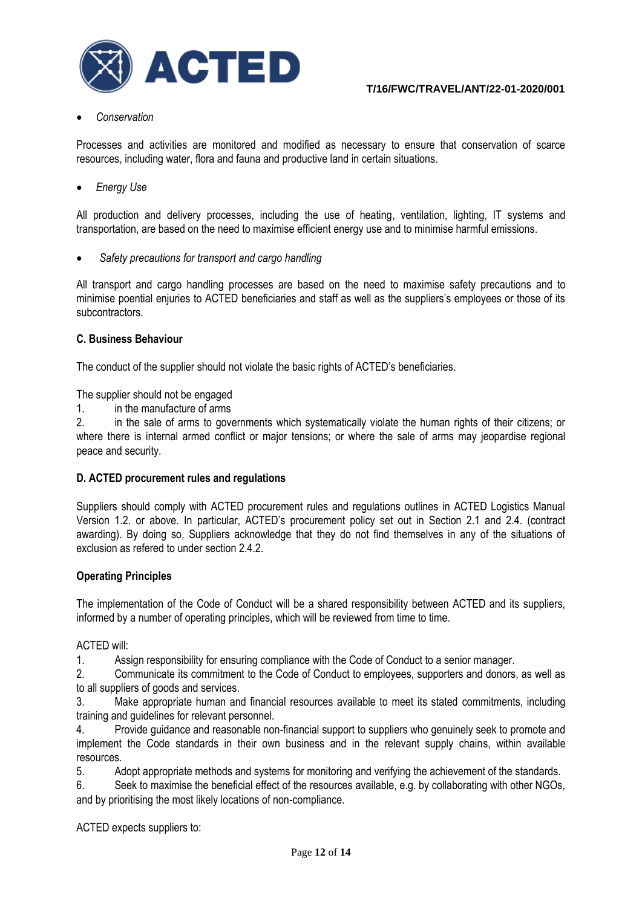- *Conservation*

Processes and activities are monitored and modified as necessary to ensure that conservation of scarce resources, including water, flora and fauna and productive land in certain situations.

- *Energy Use*

All production and delivery processes, including the use of heating, ventilation, lighting, IT systems and transportation, are based on the need to maximise efficient energy use and to minimise harmful emissions.

- *Safety precautions for transport and cargo handling*

All transport and cargo handling processes are based on the need to maximise safety precautions and to minimise poential enjuries to ACTED beneficiaries and staff as well as the suppliers's employees or those of its subcontractors.

**C. Business Behaviour**

The conduct of the supplier should not violate the basic rights of ACTED's beneficiaries.

The supplier should not be engaged
1. in the manufacture of arms
2. in the sale of arms to governments which systematically violate the human rights of their citizens; or where there is internal armed conflict or major tensions; or where the sale of arms may jeopardise regional peace and security.

**D. ACTED procurement rules and regulations**

Suppliers should comply with ACTED procurement rules and regulations outlines in ACTED Logistics Manual Version 1.2. or above. In particular, ACTED's procurement policy set out in Section 2.1 and 2.4. (contract awarding). By doing so, Suppliers acknowledge that they do not find themselves in any of the situations of exclusion as refered to under section 2.4.2.

**Operating Principles**

The implementation of the Code of Conduct will be a shared responsibility between ACTED and its suppliers, informed by a number of operating principles, which will be reviewed from time to time.

ACTED will:
1. Assign responsibility for ensuring compliance with the Code of Conduct to a senior manager.
2. Communicate its commitment to the Code of Conduct to employees, supporters and donors, as well as to all suppliers of goods and services.
3. Make appropriate human and financial resources available to meet its stated commitments, including training and guidelines for relevant personnel.
4. Provide guidance and reasonable non-financial support to suppliers who genuinely seek to promote and implement the Code standards in their own business and in the relevant supply chains, within available resources.
5. Adopt appropriate methods and systems for monitoring and verifying the achievement of the standards.
6. Seek to maximise the beneficial effect of the resources available, e.g. by collaborating with other NGOs, and by prioritising the most likely locations of non-compliance.

ACTED expects suppliers to: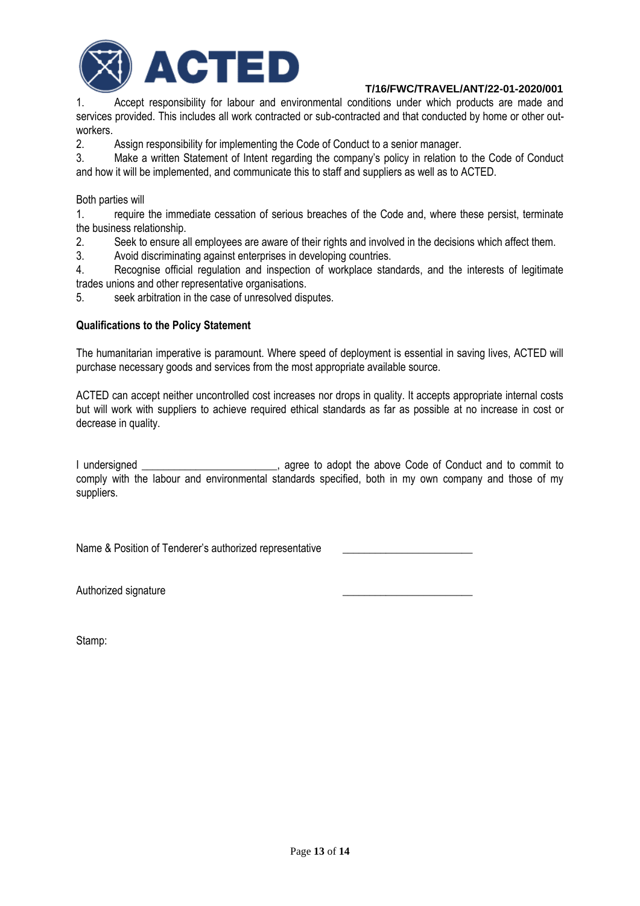1. Accept responsibility for labour and environmental conditions under which products are made and services provided. This includes all work contracted or sub-contracted and that conducted by home or other out-workers.
2. Assign responsibility for implementing the Code of Conduct to a senior manager.
3. Make a written Statement of Intent regarding the company's policy in relation to the Code of Conduct and how it will be implemented, and communicate this to staff and suppliers as well as to ACTED.

Both parties will

1. require the immediate cessation of serious breaches of the Code and, where these persist, terminate the business relationship.
2. Seek to ensure all employees are aware of their rights and involved in the decisions which affect them.
3. Avoid discriminating against enterprises in developing countries.
4. Recognise official regulation and inspection of workplace standards, and the interests of legitimate trades unions and other representative organisations.
5. seek arbitration in the case of unresolved disputes.

**Qualifications to the Policy Statement**

The humanitarian imperative is paramount. Where speed of deployment is essential in saving lives, ACTED will purchase necessary goods and services from the most appropriate available source.

ACTED can accept neither uncontrolled cost increases nor drops in quality. It accepts appropriate internal costs but will work with suppliers to achieve required ethical standards as far as possible at no increase in cost or decrease in quality.

I undersigned ________________________, agree to adopt the above Code of Conduct and to commit to comply with the labour and environmental standards specified, both in my own company and those of my suppliers.

Name & Position of Tenderer's authorized representative ________________________

Authorized signature ________________________

Stamp: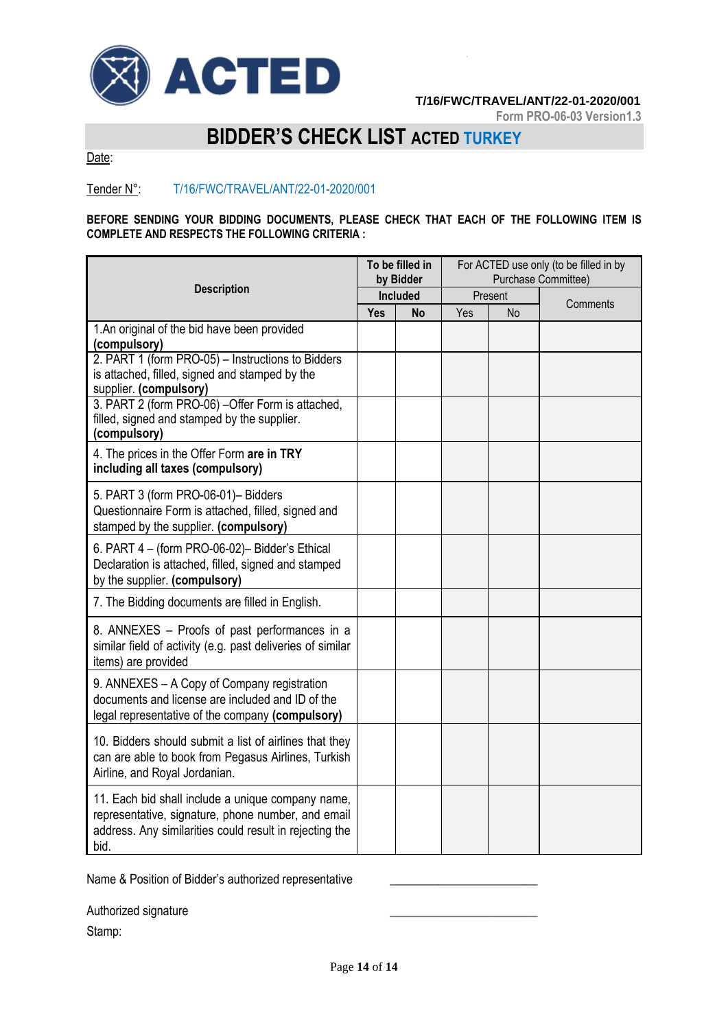T/16/FWC/TRAVEL/ANT/22-01-2020/001
Form PRO-06-03 Version1.3

# BIDDER'S CHECK LIST ACTED TURKEY

Date:

Tender N°: T/16/FWC/TRAVEL/ANT/22-01-2020/001

**BEFORE SENDING YOUR BIDDING DOCUMENTS, PLEASE CHECK THAT EACH OF THE FOLLOWING ITEM IS COMPLETE AND RESPECTS THE FOLLOWING CRITERIA :**

| Description | To be filled in by Bidder | | For ACTED use only (to be filled in by Purchase Committee) | | |
|---|---|---|---|---|---|
| | Included | | Present | | Comments |
| | Yes | No | Yes | No | |
| 1.An original of the bid have been provided **(compulsory)** | | | | | |
| 2. PART 1 (form PRO-05) – Instructions to Bidders is attached, filled, signed and stamped by the supplier. **(compulsory)** | | | | | |
| 3. PART 2 (form PRO-06) –Offer Form is attached, filled, signed and stamped by the supplier. **(compulsory)** | | | | | |
| 4. The prices in the Offer Form **are in TRY including all taxes (compulsory)** | | | | | |
| 5. PART 3 (form PRO-06-01)– Bidders Questionnaire Form is attached, filled, signed and stamped by the supplier. **(compulsory)** | | | | | |
| 6. PART 4 – (form PRO-06-02)– Bidder's Ethical Declaration is attached, filled, signed and stamped by the supplier. **(compulsory)** | | | | | |
| 7. The Bidding documents are filled in English. | | | | | |
| 8. ANNEXES – Proofs of past performances in a similar field of activity (e.g. past deliveries of similar items) are provided | | | | | |
| 9. ANNEXES – A Copy of Company registration documents and license are included and ID of the legal representative of the company **(compulsory)** | | | | | |
| 10. Bidders should submit a list of airlines that they can are able to book from Pegasus Airlines, Turkish Airline, and Royal Jordanian. | | | | | |
| 11. Each bid shall include a unique company name, representative, signature, phone number, and email address. Any similarities could result in rejecting the bid. | | | | | |

Name & Position of Bidder's authorized representative \_\_\_\_\_\_\_\_\_\_\_\_\_\_\_\_\_\_\_\_\_\_\_\_

Authorized signature \_\_\_\_\_\_\_\_\_\_\_\_\_\_\_\_\_\_\_\_\_\_\_\_

Stamp: